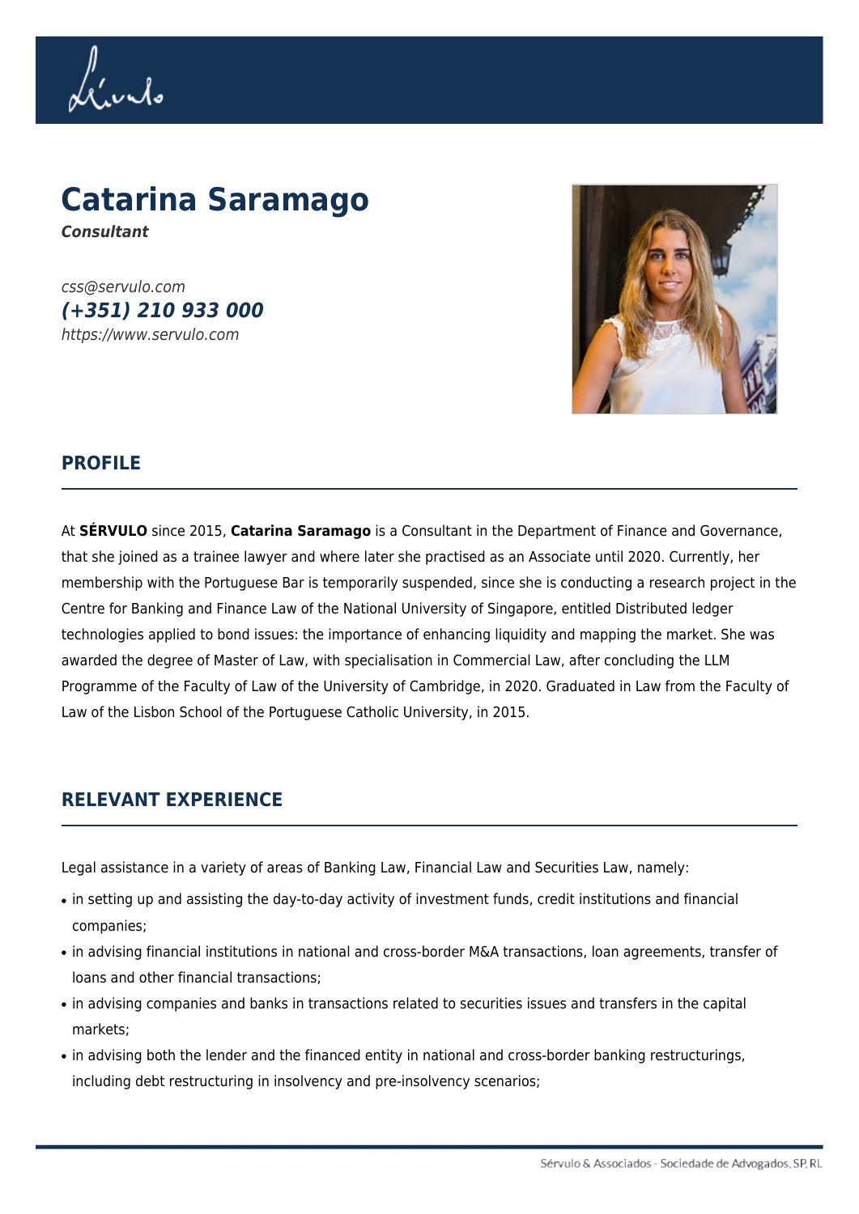# Catarina Saramago

***Consultant***

*css@servulo.com*
***(+351) 210 933 000***
*https://www.servulo.com*

## PROFILE

At **SÉRVULO** since 2015, **Catarina Saramago** is a Consultant in the Department of Finance and Governance, that she joined as a trainee lawyer and where later she practised as an Associate until 2020. Currently, her membership with the Portuguese Bar is temporarily suspended, since she is conducting a research project in the Centre for Banking and Finance Law of the National University of Singapore, entitled Distributed ledger technologies applied to bond issues: the importance of enhancing liquidity and mapping the market. She was awarded the degree of Master of Law, with specialisation in Commercial Law, after concluding the LLM Programme of the Faculty of Law of the University of Cambridge, in 2020. Graduated in Law from the Faculty of Law of the Lisbon School of the Portuguese Catholic University, in 2015.

## RELEVANT EXPERIENCE

Legal assistance in a variety of areas of Banking Law, Financial Law and Securities Law, namely:

- in setting up and assisting the day-to-day activity of investment funds, credit institutions and financial companies;
- in advising financial institutions in national and cross-border M&A transactions, loan agreements, transfer of loans and other financial transactions;
- in advising companies and banks in transactions related to securities issues and transfers in the capital markets;
- in advising both the lender and the financed entity in national and cross-border banking restructurings, including debt restructuring in insolvency and pre-insolvency scenarios;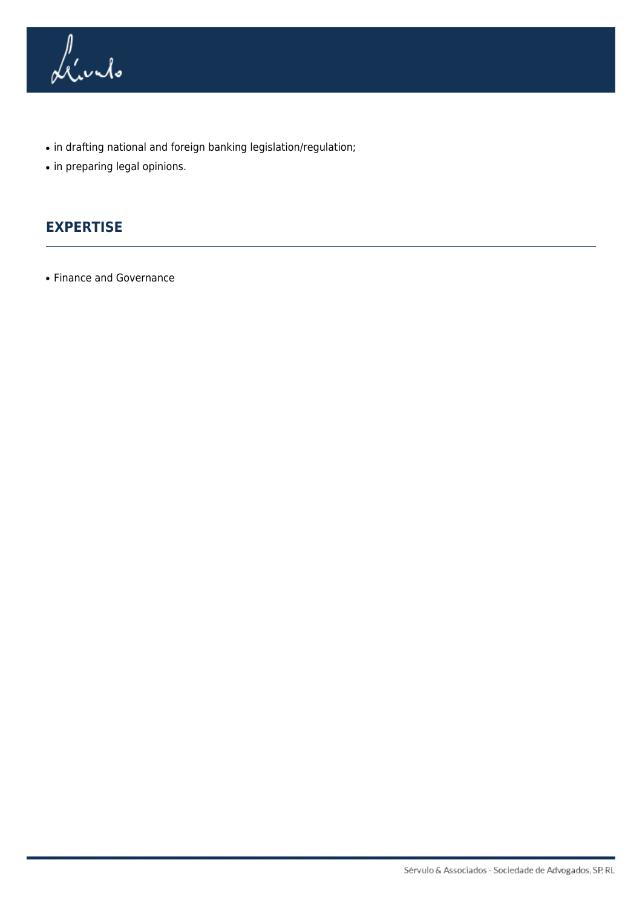- in drafting national and foreign banking legislation/regulation;
- in preparing legal opinions.

## EXPERTISE

- Finance and Governance